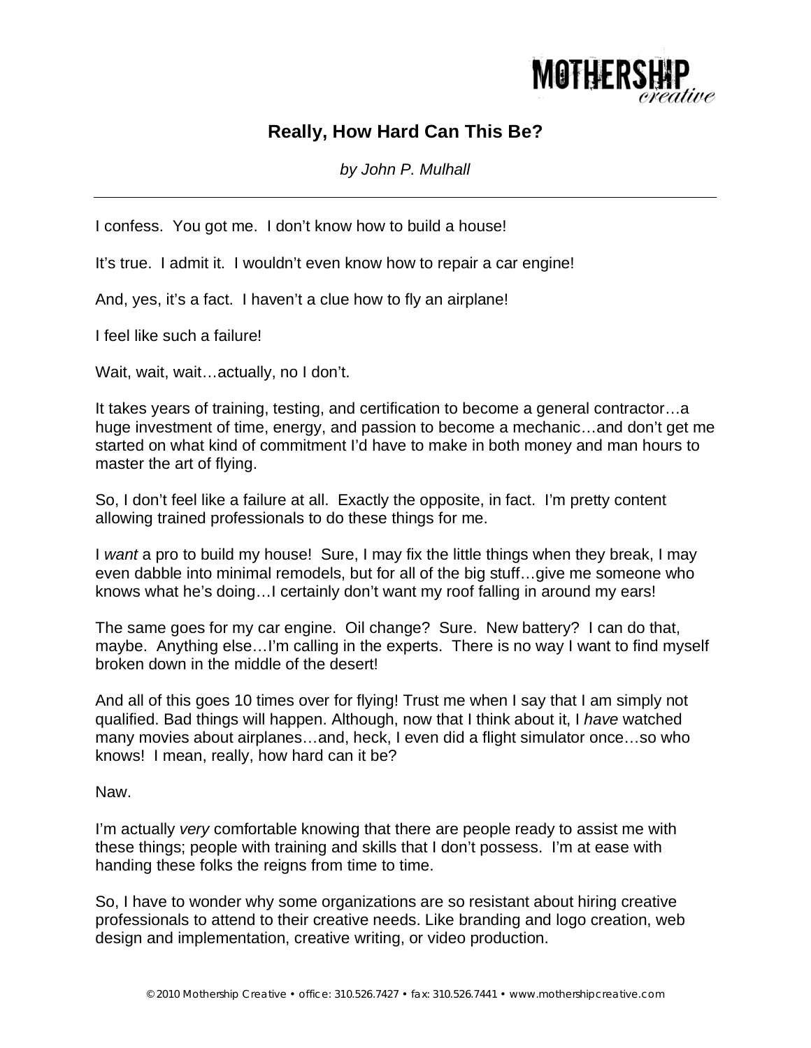# Really, How Hard Can This Be?

*by John P. Mulhall*

---

I confess. You got me. I don't know how to build a house!

It's true. I admit it. I wouldn't even know how to repair a car engine!

And, yes, it's a fact. I haven't a clue how to fly an airplane!

I feel like such a failure!

Wait, wait, wait…actually, no I don't.

It takes years of training, testing, and certification to become a general contractor…a huge investment of time, energy, and passion to become a mechanic…and don't get me started on what kind of commitment I'd have to make in both money and man hours to master the art of flying.

So, I don't feel like a failure at all. Exactly the opposite, in fact. I'm pretty content allowing trained professionals to do these things for me.

I *want* a pro to build my house! Sure, I may fix the little things when they break, I may even dabble into minimal remodels, but for all of the big stuff…give me someone who knows what he's doing…I certainly don't want my roof falling in around my ears!

The same goes for my car engine. Oil change? Sure. New battery? I can do that, maybe. Anything else…I'm calling in the experts. There is no way I want to find myself broken down in the middle of the desert!

And all of this goes 10 times over for flying! Trust me when I say that I am simply not qualified. Bad things will happen. Although, now that I think about it, I *have* watched many movies about airplanes…and, heck, I even did a flight simulator once…so who knows! I mean, really, how hard can it be?

Naw.

I'm actually *very* comfortable knowing that there are people ready to assist me with these things; people with training and skills that I don't possess. I'm at ease with handing these folks the reigns from time to time.

So, I have to wonder why some organizations are so resistant about hiring creative professionals to attend to their creative needs. Like branding and logo creation, web design and implementation, creative writing, or video production.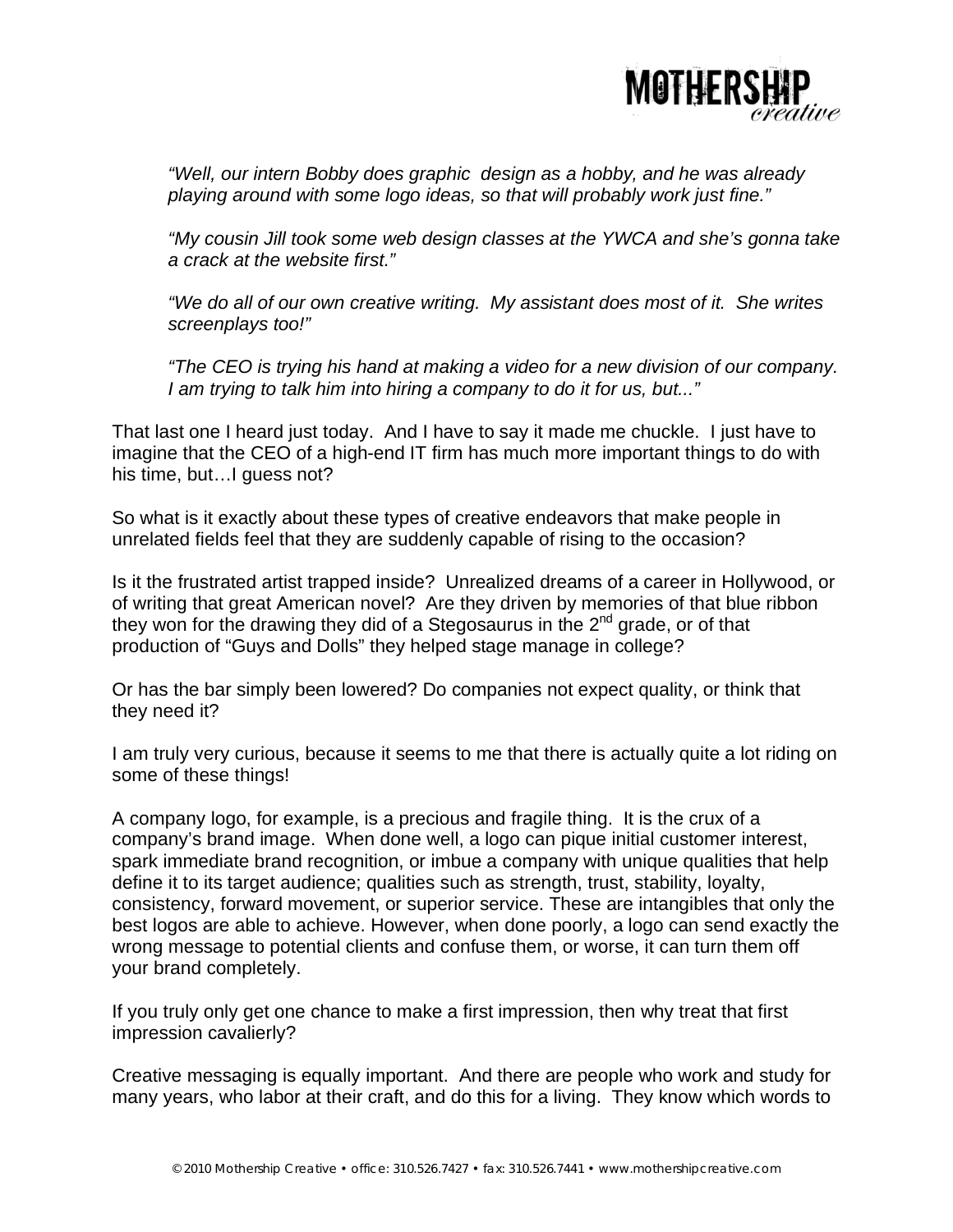*"Well, our intern Bobby does graphic design as a hobby, and he was already playing around with some logo ideas, so that will probably work just fine."*

*"My cousin Jill took some web design classes at the YWCA and she's gonna take a crack at the website first."*

*"We do all of our own creative writing. My assistant does most of it. She writes screenplays too!"*

*"The CEO is trying his hand at making a video for a new division of our company. I am trying to talk him into hiring a company to do it for us, but..."*

That last one I heard just today. And I have to say it made me chuckle. I just have to imagine that the CEO of a high-end IT firm has much more important things to do with his time, but…I guess not?

So what is it exactly about these types of creative endeavors that make people in unrelated fields feel that they are suddenly capable of rising to the occasion?

Is it the frustrated artist trapped inside? Unrealized dreams of a career in Hollywood, or of writing that great American novel? Are they driven by memories of that blue ribbon they won for the drawing they did of a Stegosaurus in the 2nd grade, or of that production of "Guys and Dolls" they helped stage manage in college?

Or has the bar simply been lowered? Do companies not expect quality, or think that they need it?

I am truly very curious, because it seems to me that there is actually quite a lot riding on some of these things!

A company logo, for example, is a precious and fragile thing. It is the crux of a company's brand image. When done well, a logo can pique initial customer interest, spark immediate brand recognition, or imbue a company with unique qualities that help define it to its target audience; qualities such as strength, trust, stability, loyalty, consistency, forward movement, or superior service. These are intangibles that only the best logos are able to achieve. However, when done poorly, a logo can send exactly the wrong message to potential clients and confuse them, or worse, it can turn them off your brand completely.

If you truly only get one chance to make a first impression, then why treat that first impression cavalierly?

Creative messaging is equally important. And there are people who work and study for many years, who labor at their craft, and do this for a living. They know which words to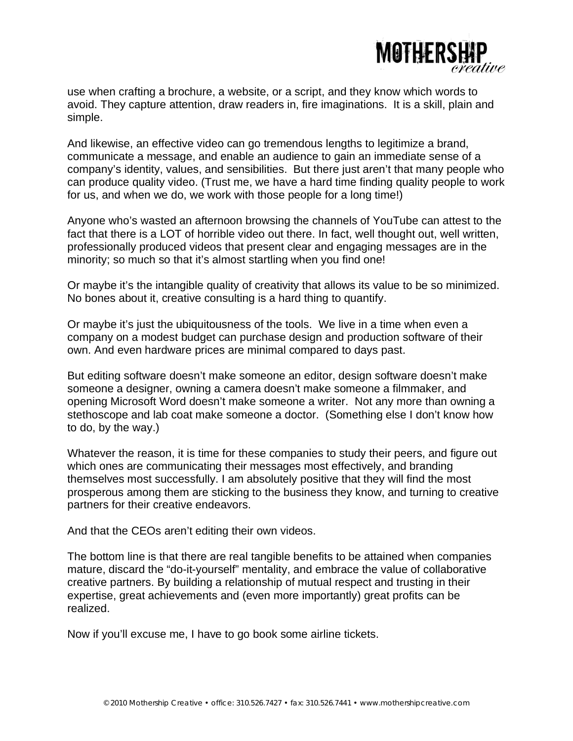use when crafting a brochure, a website, or a script, and they know which words to avoid. They capture attention, draw readers in, fire imaginations. It is a skill, plain and simple.

And likewise, an effective video can go tremendous lengths to legitimize a brand, communicate a message, and enable an audience to gain an immediate sense of a company's identity, values, and sensibilities. But there just aren't that many people who can produce quality video. (Trust me, we have a hard time finding quality people to work for us, and when we do, we work with those people for a long time!)

Anyone who's wasted an afternoon browsing the channels of YouTube can attest to the fact that there is a LOT of horrible video out there. In fact, well thought out, well written, professionally produced videos that present clear and engaging messages are in the minority; so much so that it's almost startling when you find one!

Or maybe it's the intangible quality of creativity that allows its value to be so minimized. No bones about it, creative consulting is a hard thing to quantify.

Or maybe it's just the ubiquitousness of the tools. We live in a time when even a company on a modest budget can purchase design and production software of their own. And even hardware prices are minimal compared to days past.

But editing software doesn't make someone an editor, design software doesn't make someone a designer, owning a camera doesn't make someone a filmmaker, and opening Microsoft Word doesn't make someone a writer. Not any more than owning a stethoscope and lab coat make someone a doctor. (Something else I don't know how to do, by the way.)

Whatever the reason, it is time for these companies to study their peers, and figure out which ones are communicating their messages most effectively, and branding themselves most successfully. I am absolutely positive that they will find the most prosperous among them are sticking to the business they know, and turning to creative partners for their creative endeavors.

And that the CEOs aren't editing their own videos.

The bottom line is that there are real tangible benefits to be attained when companies mature, discard the "do-it-yourself" mentality, and embrace the value of collaborative creative partners. By building a relationship of mutual respect and trusting in their expertise, great achievements and (even more importantly) great profits can be realized.

Now if you'll excuse me, I have to go book some airline tickets.